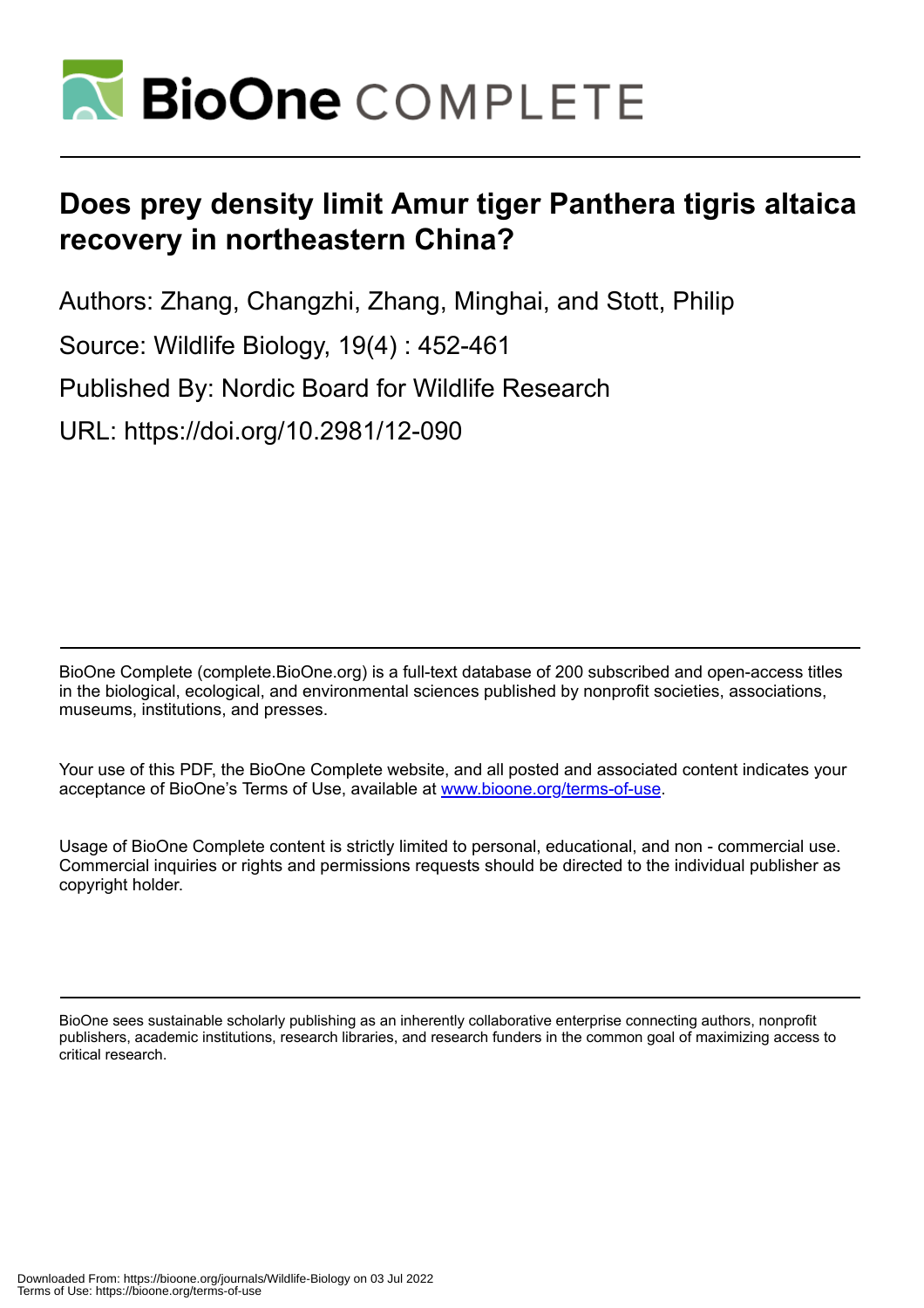# Does prey density limit Amur tiger Panthera tigris altaica recovery in northeastern China?

Authors: Zhang, Changzhi, Zhang, Minghai, and Stott, Philip

Source: Wildlife Biology, 19(4) : 452-461

Published By: Nordic Board for Wildlife Research

URL: https://doi.org/10.2981/12-090

BioOne Complete (complete.BioOne.org) is a full-text database of 200 subscribed and open-access titles in the biological, ecological, and environmental sciences published by nonprofit societies, associations, museums, institutions, and presses.

Your use of this PDF, the BioOne Complete website, and all posted and associated content indicates your acceptance of BioOne's Terms of Use, available at www.bioone.org/terms-of-use.

Usage of BioOne Complete content is strictly limited to personal, educational, and non - commercial use. Commercial inquiries or rights and permissions requests should be directed to the individual publisher as copyright holder.

BioOne sees sustainable scholarly publishing as an inherently collaborative enterprise connecting authors, nonprofit publishers, academic institutions, research libraries, and research funders in the common goal of maximizing access to critical research.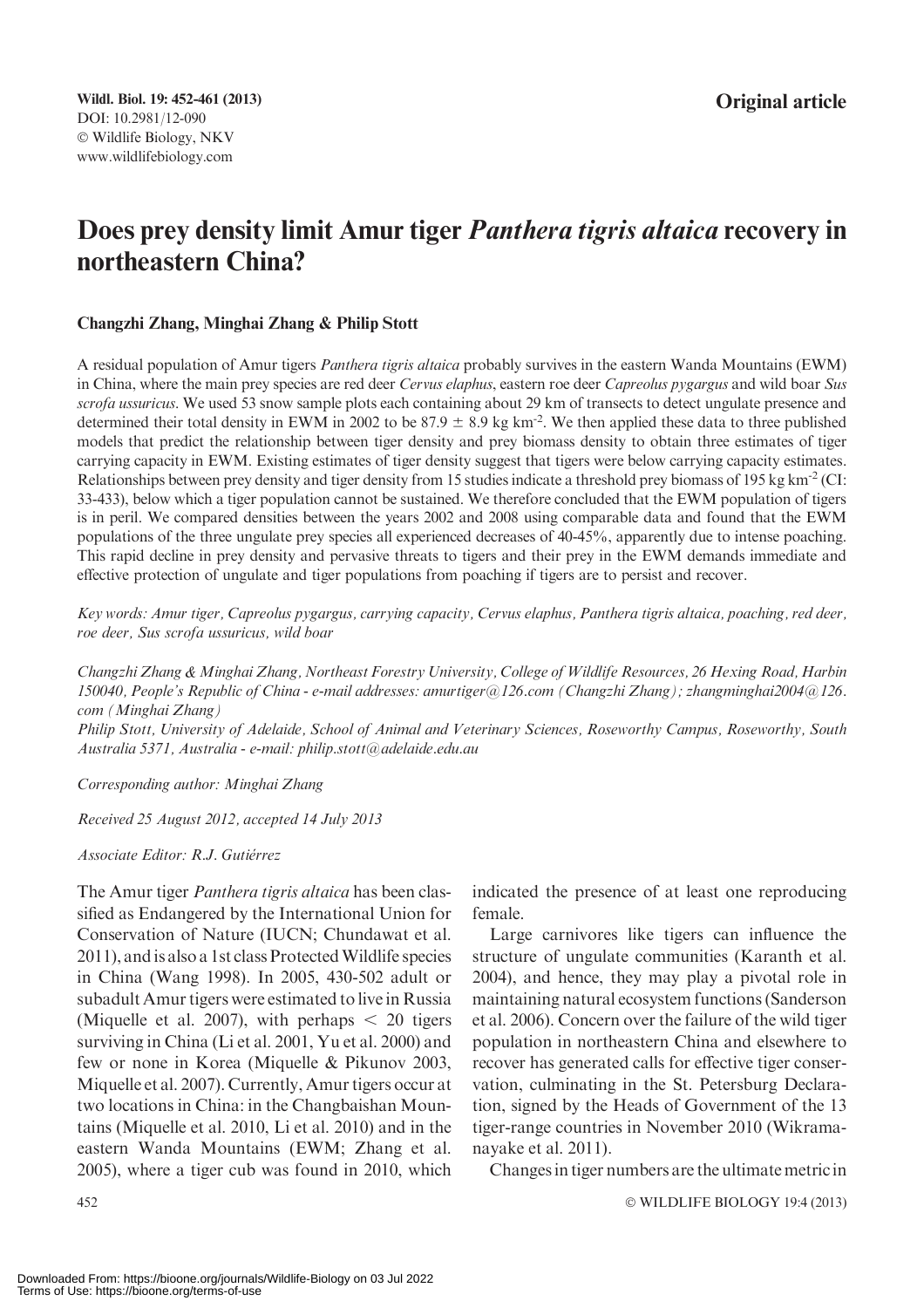**Original article**

# Does prey density limit Amur tiger *Panthera tigris altaica* recovery in northeastern China?

**Changzhi Zhang, Minghai Zhang & Philip Stott**

A residual population of Amur tigers *Panthera tigris altaica* probably survives in the eastern Wanda Mountains (EWM) in China, where the main prey species are red deer *Cervus elaphus*, eastern roe deer *Capreolus pygargus* and wild boar *Sus scrofa ussuricus*. We used 53 snow sample plots each containing about 29 km of transects to detect ungulate presence and determined their total density in EWM in 2002 to be 87.9 ± 8.9 kg km$^{-2}$. We then applied these data to three published models that predict the relationship between tiger density and prey biomass density to obtain three estimates of tiger carrying capacity in EWM. Existing estimates of tiger density suggest that tigers were below carrying capacity estimates. Relationships between prey density and tiger density from 15 studies indicate a threshold prey biomass of 195 kg km$^{-2}$ (CI: 33-433), below which a tiger population cannot be sustained. We therefore concluded that the EWM population of tigers is in peril. We compared densities between the years 2002 and 2008 using comparable data and found that the EWM populations of the three ungulate prey species all experienced decreases of 40-45%, apparently due to intense poaching. This rapid decline in prey density and pervasive threats to tigers and their prey in the EWM demands immediate and effective protection of ungulate and tiger populations from poaching if tigers are to persist and recover.

*Key words: Amur tiger, Capreolus pygargus, carrying capacity, Cervus elaphus, Panthera tigris altaica, poaching, red deer, roe deer, Sus scrofa ussuricus, wild boar*

*Changzhi Zhang & Minghai Zhang, Northeast Forestry University, College of Wildlife Resources, 26 Hexing Road, Harbin 150040, People's Republic of China - e-mail addresses: amurtiger@126.com (Changzhi Zhang); zhangminghai2004@126.com (Minghai Zhang)*
*Philip Stott, University of Adelaide, School of Animal and Veterinary Sciences, Roseworthy Campus, Roseworthy, South Australia 5371, Australia - e-mail: philip.stott@adelaide.edu.au*

*Corresponding author: Minghai Zhang*

*Received 25 August 2012, accepted 14 July 2013*

*Associate Editor: R.J. Gutiérrez*

The Amur tiger *Panthera tigris altaica* has been classified as Endangered by the International Union for Conservation of Nature (IUCN; Chundawat et al. 2011), and is also a 1st class Protected Wildlife species in China (Wang 1998). In 2005, 430-502 adult or subadult Amur tigers were estimated to live in Russia (Miquelle et al. 2007), with perhaps < 20 tigers surviving in China (Li et al. 2001, Yu et al. 2000) and few or none in Korea (Miquelle & Pikunov 2003, Miquelle et al. 2007). Currently, Amur tigers occur at two locations in China: in the Changbaishan Mountains (Miquelle et al. 2010, Li et al. 2010) and in the eastern Wanda Mountains (EWM; Zhang et al. 2005), where a tiger cub was found in 2010, which indicated the presence of at least one reproducing female.

Large carnivores like tigers can influence the structure of ungulate communities (Karanth et al. 2004), and hence, they may play a pivotal role in maintaining natural ecosystem functions (Sanderson et al. 2006). Concern over the failure of the wild tiger population in northeastern China and elsewhere to recover has generated calls for effective tiger conservation, culminating in the St. Petersburg Declaration, signed by the Heads of Government of the 13 tiger-range countries in November 2010 (Wikramanayake et al. 2011).

Changes in tiger numbers are the ultimate metric in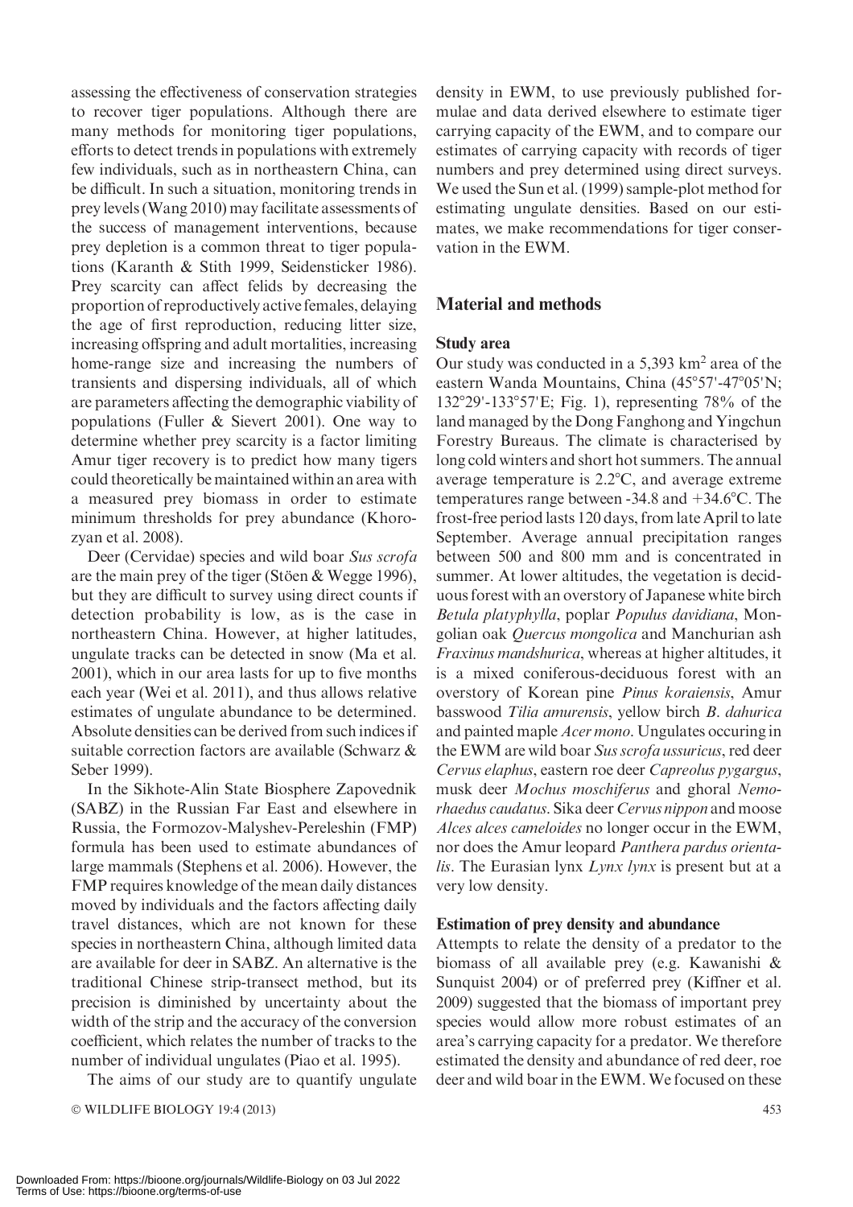assessing the effectiveness of conservation strategies to recover tiger populations. Although there are many methods for monitoring tiger populations, efforts to detect trends in populations with extremely few individuals, such as in northeastern China, can be difficult. In such a situation, monitoring trends in prey levels (Wang 2010) may facilitate assessments of the success of management interventions, because prey depletion is a common threat to tiger populations (Karanth & Stith 1999, Seidensticker 1986). Prey scarcity can affect felids by decreasing the proportion of reproductively active females, delaying the age of first reproduction, reducing litter size, increasing offspring and adult mortalities, increasing home-range size and increasing the numbers of transients and dispersing individuals, all of which are parameters affecting the demographic viability of populations (Fuller & Sievert 2001). One way to determine whether prey scarcity is a factor limiting Amur tiger recovery is to predict how many tigers could theoretically be maintained within an area with a measured prey biomass in order to estimate minimum thresholds for prey abundance (Khorozyan et al. 2008).

Deer (Cervidae) species and wild boar *Sus scrofa* are the main prey of the tiger (Stöen & Wegge 1996), but they are difficult to survey using direct counts if detection probability is low, as is the case in northeastern China. However, at higher latitudes, ungulate tracks can be detected in snow (Ma et al. 2001), which in our area lasts for up to five months each year (Wei et al. 2011), and thus allows relative estimates of ungulate abundance to be determined. Absolute densities can be derived from such indices if suitable correction factors are available (Schwarz & Seber 1999).

In the Sikhote-Alin State Biosphere Zapovednik (SABZ) in the Russian Far East and elsewhere in Russia, the Formozov-Malyshev-Pereleshin (FMP) formula has been used to estimate abundances of large mammals (Stephens et al. 2006). However, the FMP requires knowledge of the mean daily distances moved by individuals and the factors affecting daily travel distances, which are not known for these species in northeastern China, although limited data are available for deer in SABZ. An alternative is the traditional Chinese strip-transect method, but its precision is diminished by uncertainty about the width of the strip and the accuracy of the conversion coefficient, which relates the number of tracks to the number of individual ungulates (Piao et al. 1995).

The aims of our study are to quantify ungulate density in EWM, to use previously published formulae and data derived elsewhere to estimate tiger carrying capacity of the EWM, and to compare our estimates of carrying capacity with records of tiger numbers and prey determined using direct surveys. We used the Sun et al. (1999) sample-plot method for estimating ungulate densities. Based on our estimates, we make recommendations for tiger conservation in the EWM.

## Material and methods

### Study area

Our study was conducted in a 5,393 km$^2$ area of the eastern Wanda Mountains, China (45°57'-47°05'N; 132°29'-133°57'E; Fig. 1), representing 78% of the land managed by the Dong Fanghong and Yingchun Forestry Bureaus. The climate is characterised by long cold winters and short hot summers. The annual average temperature is 2.2°C, and average extreme temperatures range between -34.8 and +34.6°C. The frost-free period lasts 120 days, from late April to late September. Average annual precipitation ranges between 500 and 800 mm and is concentrated in summer. At lower altitudes, the vegetation is deciduous forest with an overstory of Japanese white birch *Betula platyphylla*, poplar *Populus davidiana*, Mongolian oak *Quercus mongolica* and Manchurian ash *Fraxinus mandshurica*, whereas at higher altitudes, it is a mixed coniferous-deciduous forest with an overstory of Korean pine *Pinus koraiensis*, Amur basswood *Tilia amurensis*, yellow birch *B. dahurica* and painted maple *Acer mono*. Ungulates occuring in the EWM are wild boar *Sus scrofa ussuricus*, red deer *Cervus elaphus*, eastern roe deer *Capreolus pygargus*, musk deer *Mochus moschiferus* and ghoral *Nemorhaedus caudatus*. Sika deer *Cervus nippon* and moose *Alces alces cameloides* no longer occur in the EWM, nor does the Amur leopard *Panthera pardus orientalis*. The Eurasian lynx *Lynx lynx* is present but at a very low density.

### Estimation of prey density and abundance

Attempts to relate the density of a predator to the biomass of all available prey (e.g. Kawanishi & Sunquist 2004) or of preferred prey (Kiffner et al. 2009) suggested that the biomass of important prey species would allow more robust estimates of an area's carrying capacity for a predator. We therefore estimated the density and abundance of red deer, roe deer and wild boar in the EWM. We focused on these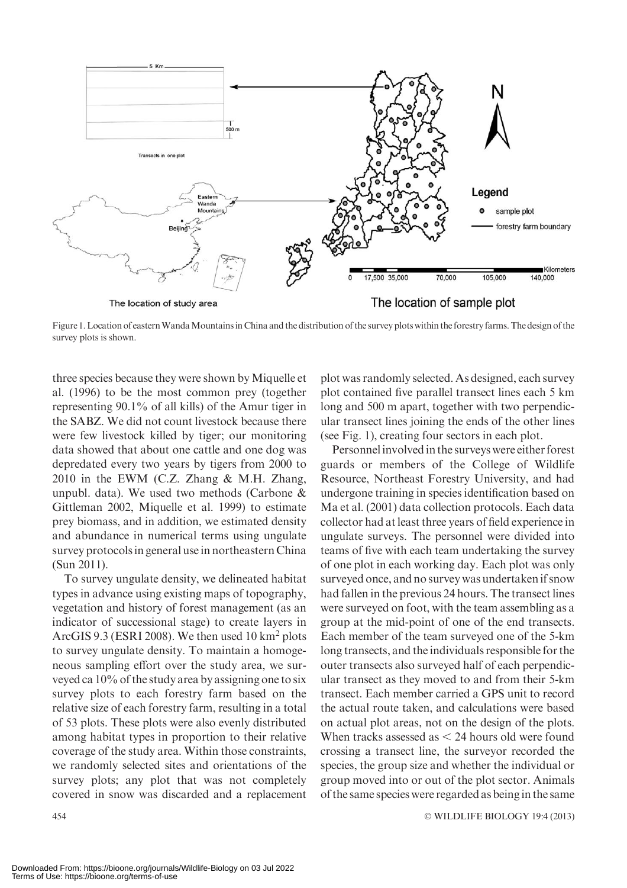Figure 1. Location of eastern Wanda Mountains in China and the distribution of the survey plots within the forestry farms. The design of the survey plots is shown.

three species because they were shown by Miquelle et al. (1996) to be the most common prey (together representing 90.1% of all kills) of the Amur tiger in the SABZ. We did not count livestock because there were few livestock killed by tiger; our monitoring data showed that about one cattle and one dog was depredated every two years by tigers from 2000 to 2010 in the EWM (C.Z. Zhang & M.H. Zhang, unpubl. data). We used two methods (Carbone & Gittleman 2002, Miquelle et al. 1999) to estimate prey biomass, and in addition, we estimated density and abundance in numerical terms using ungulate survey protocols in general use in northeastern China (Sun 2011).

To survey ungulate density, we delineated habitat types in advance using existing maps of topography, vegetation and history of forest management (as an indicator of successional stage) to create layers in ArcGIS 9.3 (ESRI 2008). We then used 10 $km^2$ plots to survey ungulate density. To maintain a homogeneous sampling effort over the study area, we surveyed ca 10% of the study area by assigning one to six survey plots to each forestry farm based on the relative size of each forestry farm, resulting in a total of 53 plots. These plots were also evenly distributed among habitat types in proportion to their relative coverage of the study area. Within those constraints, we randomly selected sites and orientations of the survey plots; any plot that was not completely covered in snow was discarded and a replacement plot was randomly selected. As designed, each survey plot contained five parallel transect lines each 5 km long and 500 m apart, together with two perpendicular transect lines joining the ends of the other lines (see Fig. 1), creating four sectors in each plot.

Personnel involved in the surveys were either forest guards or members of the College of Wildlife Resource, Northeast Forestry University, and had undergone training in species identification based on Ma et al. (2001) data collection protocols. Each data collector had at least three years of field experience in ungulate surveys. The personnel were divided into teams of five with each team undertaking the survey of one plot in each working day. Each plot was only surveyed once, and no survey was undertaken if snow had fallen in the previous 24 hours. The transect lines were surveyed on foot, with the team assembling as a group at the mid-point of one of the end transects. Each member of the team surveyed one of the 5-km long transects, and the individuals responsible for the outer transects also surveyed half of each perpendicular transect as they moved to and from their 5-km transect. Each member carried a GPS unit to record the actual route taken, and calculations were based on actual plot areas, not on the design of the plots. When tracks assessed as < 24 hours old were found crossing a transect line, the surveyor recorded the species, the group size and whether the individual or group moved into or out of the plot sector. Animals of the same species were regarded as being in the same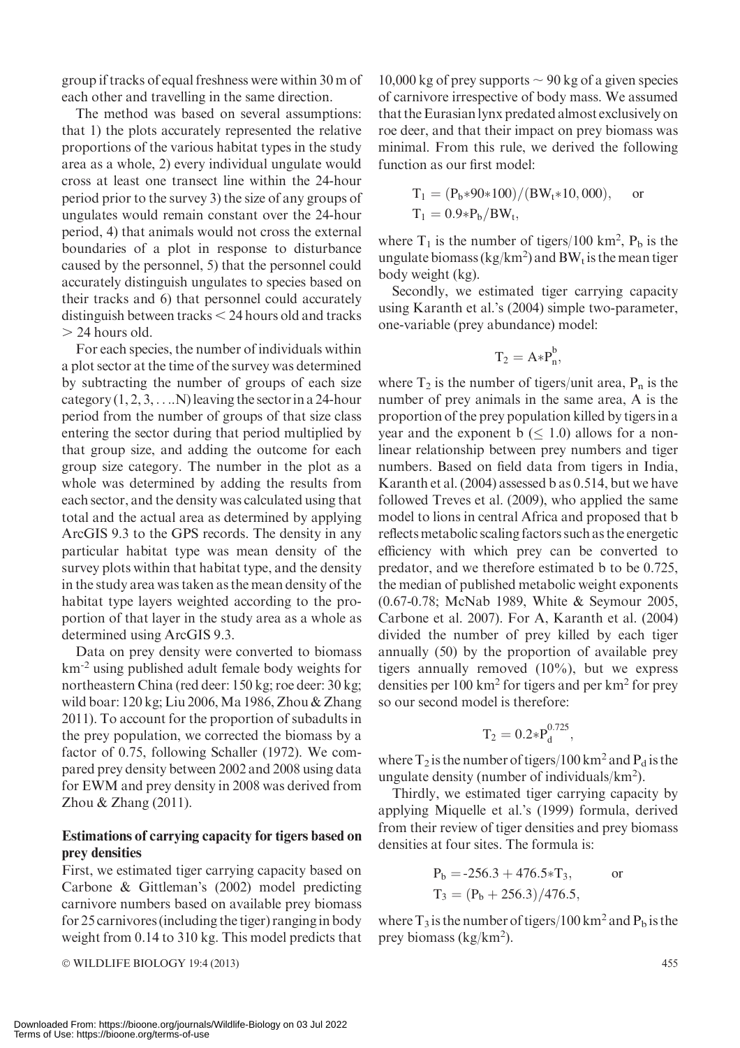group if tracks of equal freshness were within 30 m of each other and travelling in the same direction.

The method was based on several assumptions: that 1) the plots accurately represented the relative proportions of the various habitat types in the study area as a whole, 2) every individual ungulate would cross at least one transect line within the 24-hour period prior to the survey 3) the size of any groups of ungulates would remain constant over the 24-hour period, 4) that animals would not cross the external boundaries of a plot in response to disturbance caused by the personnel, 5) that the personnel could accurately distinguish ungulates to species based on their tracks and 6) that personnel could accurately distinguish between tracks < 24 hours old and tracks > 24 hours old.

For each species, the number of individuals within a plot sector at the time of the survey was determined by subtracting the number of groups of each size category (1, 2, 3, ....N) leaving the sector in a 24-hour period from the number of groups of that size class entering the sector during that period multiplied by that group size, and adding the outcome for each group size category. The number in the plot as a whole was determined by adding the results from each sector, and the density was calculated using that total and the actual area as determined by applying ArcGIS 9.3 to the GPS records. The density in any particular habitat type was mean density of the survey plots within that habitat type, and the density in the study area was taken as the mean density of the habitat type layers weighted according to the proportion of that layer in the study area as a whole as determined using ArcGIS 9.3.

Data on prey density were converted to biomass $km^{-2}$ using published adult female body weights for northeastern China (red deer: 150 kg; roe deer: 30 kg; wild boar: 120 kg; Liu 2006, Ma 1986, Zhou & Zhang 2011). To account for the proportion of subadults in the prey population, we corrected the biomass by a factor of 0.75, following Schaller (1972). We compared prey density between 2002 and 2008 using data for EWM and prey density in 2008 was derived from Zhou & Zhang (2011).

### Estimations of carrying capacity for tigers based on prey densities

First, we estimated tiger carrying capacity based on Carbone & Gittleman's (2002) model predicting carnivore numbers based on available prey biomass for 25 carnivores (including the tiger) ranging in body weight from 0.14 to 310 kg. This model predicts that 10,000 kg of prey supports ~ 90 kg of a given species of carnivore irrespective of body mass. We assumed that the Eurasian lynx predated almost exclusively on roe deer, and that their impact on prey biomass was minimal. From this rule, we derived the following function as our first model:

$$T_1 = (P_b * 90 * 100)/(BW_t * 10,000), \quad \text{or}$$
$$T_1 = 0.9 * P_b / BW_t,$$

where $T_1$ is the number of tigers/100 $km^2$, $P_b$ is the ungulate biomass (kg/$km^2$) and $BW_t$ is the mean tiger body weight (kg).

Secondly, we estimated tiger carrying capacity using Karanth et al.'s (2004) simple two-parameter, one-variable (prey abundance) model:

$$T_2 = A * P_n^b,$$

where $T_2$ is the number of tigers/unit area, $P_n$ is the number of prey animals in the same area, A is the proportion of the prey population killed by tigers in a year and the exponent b ($\leq$ 1.0) allows for a non-linear relationship between prey numbers and tiger numbers. Based on field data from tigers in India, Karanth et al. (2004) assessed b as 0.514, but we have followed Treves et al. (2009), who applied the same model to lions in central Africa and proposed that b reflects metabolic scaling factors such as the energetic efficiency with which prey can be converted to predator, and we therefore estimated b to be 0.725, the median of published metabolic weight exponents (0.67-0.78; McNab 1989, White & Seymour 2005, Carbone et al. 2007). For A, Karanth et al. (2004) divided the number of prey killed by each tiger annually (50) by the proportion of available prey tigers annually removed (10%), but we express densities per 100 $km^2$ for tigers and per $km^2$ for prey so our second model is therefore:

$$T_2 = 0.2 * P_d^{0.725},$$

where $T_2$ is the number of tigers/100 $km^2$ and $P_d$ is the ungulate density (number of individuals/$km^2$).

Thirdly, we estimated tiger carrying capacity by applying Miquelle et al.'s (1999) formula, derived from their review of tiger densities and prey biomass densities at four sites. The formula is:

$$P_b = -256.3 + 476.5 * T_3, \quad \text{or}$$
$$T_3 = (P_b + 256.3)/476.5,$$

where $T_3$ is the number of tigers/100 $km^2$ and $P_b$ is the prey biomass (kg/$km^2$).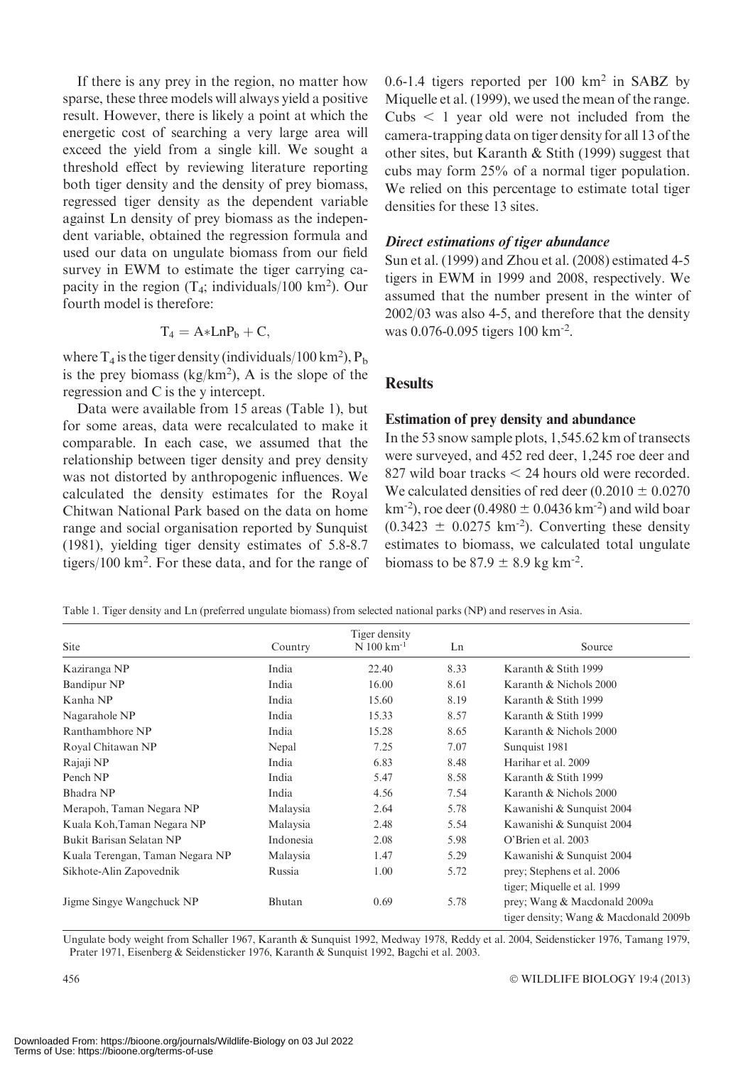If there is any prey in the region, no matter how sparse, these three models will always yield a positive result. However, there is likely a point at which the energetic cost of searching a very large area will exceed the yield from a single kill. We sought a threshold effect by reviewing literature reporting both tiger density and the density of prey biomass, regressed tiger density as the dependent variable against Ln density of prey biomass as the independent variable, obtained the regression formula and used our data on ungulate biomass from our field survey in EWM to estimate the tiger carrying capacity in the region ($T_4$; individuals/100 km$^2$). Our fourth model is therefore:

$$T_4 = A * LnP_b + C,$$

where $T_4$ is the tiger density (individuals/100 km$^2$), $P_b$ is the prey biomass (kg/km$^2$), A is the slope of the regression and C is the y intercept.

Data were available from 15 areas (Table 1), but for some areas, data were recalculated to make it comparable. In each case, we assumed that the relationship between tiger density and prey density was not distorted by anthropogenic influences. We calculated the density estimates for the Royal Chitwan National Park based on the data on home range and social organisation reported by Sunquist (1981), yielding tiger density estimates of 5.8-8.7 tigers/100 km$^2$. For these data, and for the range of 0.6-1.4 tigers reported per 100 km$^2$ in SABZ by Miquelle et al. (1999), we used the mean of the range. Cubs < 1 year old were not included from the camera-trapping data on tiger density for all 13 of the other sites, but Karanth & Stith (1999) suggest that cubs may form 25% of a normal tiger population. We relied on this percentage to estimate total tiger densities for these 13 sites.

### *Direct estimations of tiger abundance*

Sun et al. (1999) and Zhou et al. (2008) estimated 4-5 tigers in EWM in 1999 and 2008, respectively. We assumed that the number present in the winter of 2002/03 was also 4-5, and therefore that the density was 0.076-0.095 tigers 100 km$^{-2}$.

## Results

### Estimation of prey density and abundance

In the 53 snow sample plots, 1,545.62 km of transects were surveyed, and 452 red deer, 1,245 roe deer and 827 wild boar tracks < 24 hours old were recorded. We calculated densities of red deer (0.2010 ± 0.0270 km$^{-2}$), roe deer (0.4980 ± 0.0436 km$^{-2}$) and wild boar (0.3423 ± 0.0275 km$^{-2}$). Converting these density estimates to biomass, we calculated total ungulate biomass to be 87.9 ± 8.9 kg km$^{-2}$.

Table 1. Tiger density and Ln (preferred ungulate biomass) from selected national parks (NP) and reserves in Asia.

| Site | Country | Tiger density N 100 km$^{-1}$ | Ln | Source |
|---|---|---|---|---|
| Kaziranga NP | India | 22.40 | 8.33 | Karanth & Stith 1999 |
| Bandipur NP | India | 16.00 | 8.61 | Karanth & Nichols 2000 |
| Kanha NP | India | 15.60 | 8.19 | Karanth & Stith 1999 |
| Nagarahole NP | India | 15.33 | 8.57 | Karanth & Stith 1999 |
| Ranthambhore NP | India | 15.28 | 8.65 | Karanth & Nichols 2000 |
| Royal Chitawan NP | Nepal | 7.25 | 7.07 | Sunquist 1981 |
| Rajaji NP | India | 6.83 | 8.48 | Harihar et al. 2009 |
| Pench NP | India | 5.47 | 8.58 | Karanth & Stith 1999 |
| Bhadra NP | India | 4.56 | 7.54 | Karanth & Nichols 2000 |
| Merapoh, Taman Negara NP | Malaysia | 2.64 | 5.78 | Kawanishi & Sunquist 2004 |
| Kuala Koh,Taman Negara NP | Malaysia | 2.48 | 5.54 | Kawanishi & Sunquist 2004 |
| Bukit Barisan Selatan NP | Indonesia | 2.08 | 5.98 | O'Brien et al. 2003 |
| Kuala Terengan, Taman Negara NP | Malaysia | 1.47 | 5.29 | Kawanishi & Sunquist 2004 |
| Sikhote-Alin Zapovednik | Russia | 1.00 | 5.72 | prey; Stephens et al. 2006<br>tiger; Miquelle et al. 1999 |
| Jigme Singye Wangchuck NP | Bhutan | 0.69 | 5.78 | prey; Wang & Macdonald 2009a<br>tiger density; Wang & Macdonald 2009b |

Ungulate body weight from Schaller 1967, Karanth & Sunquist 1992, Medway 1978, Reddy et al. 2004, Seidensticker 1976, Tamang 1979, Prater 1971, Eisenberg & Seidensticker 1976, Karanth & Sunquist 1992, Bagchi et al. 2003.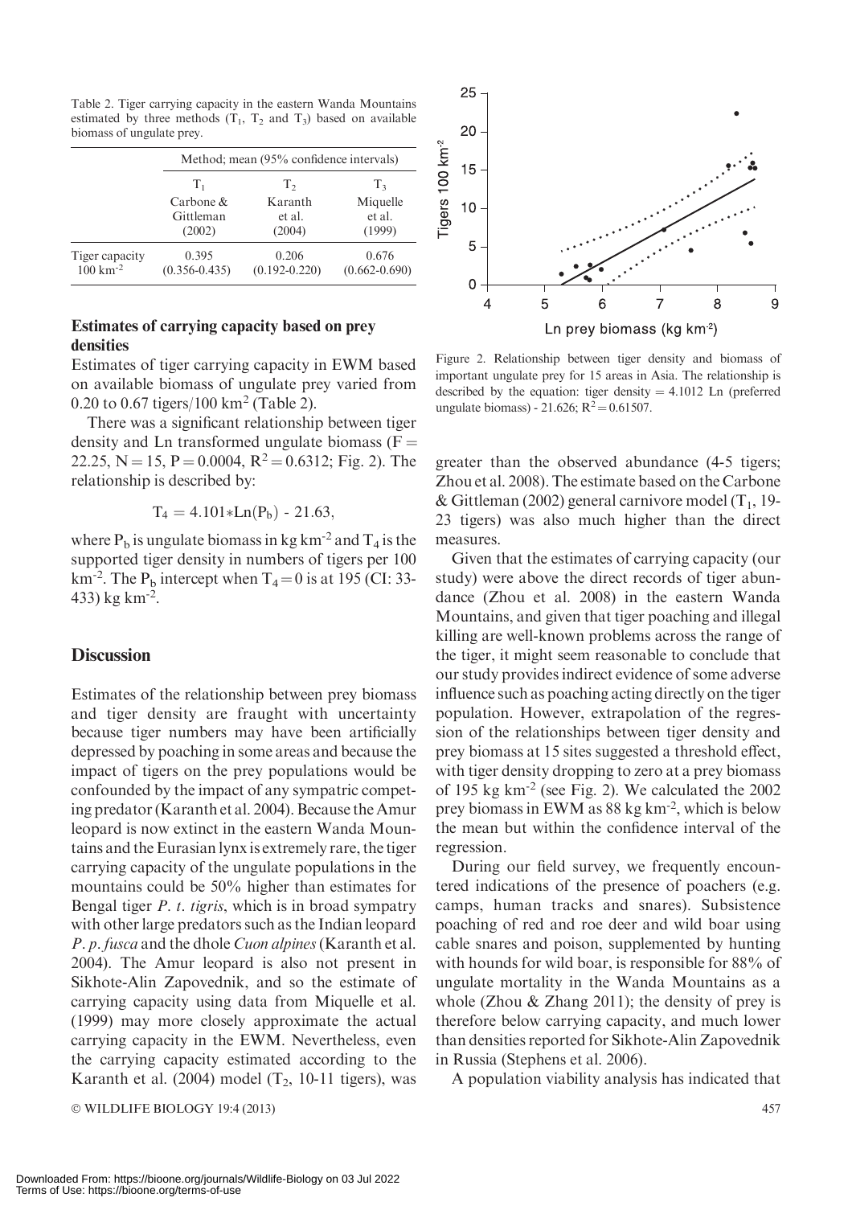Table 2. Tiger carrying capacity in the eastern Wanda Mountains estimated by three methods ($T_1$, $T_2$ and $T_3$) based on available biomass of ungulate prey.

| | Method; mean (95% confidence intervals) | | |
|---|---|---|---|
| | $T_1$ Carbone & Gittleman (2002) | $T_2$ Karanth et al. (2004) | $T_3$ Miquelle et al. (1999) |
| Tiger capacity $100\ km^{-2}$ | 0.395 (0.356-0.435) | 0.206 (0.192-0.220) | 0.676 (0.662-0.690) |

### Estimates of carrying capacity based on prey densities

Estimates of tiger carrying capacity in EWM based on available biomass of ungulate prey varied from 0.20 to 0.67 tigers/100 $km^2$ (Table 2).

There was a significant relationship between tiger density and Ln transformed ungulate biomass ($F = 22.25$, $N = 15$, $P = 0.0004$, $R^2 = 0.6312$; Fig. 2). The relationship is described by:

$$T_4 = 4.101 * Ln(P_b) - 21.63,$$

where $P_b$ is ungulate biomass in kg $km^{-2}$ and $T_4$ is the supported tiger density in numbers of tigers per 100 $km^{-2}$. The $P_b$ intercept when $T_4 = 0$ is at 195 (CI: 33-433) kg $km^{-2}$.

Figure 2. Relationship between tiger density and biomass of important ungulate prey for 15 areas in Asia. The relationship is described by the equation: tiger density = 4.1012 Ln (preferred ungulate biomass) - 21.626; $R^2 = 0.61507$.

## Discussion

Estimates of the relationship between prey biomass and tiger density are fraught with uncertainty because tiger numbers may have been artificially depressed by poaching in some areas and because the impact of tigers on the prey populations would be confounded by the impact of any sympatric competing predator (Karanth et al. 2004). Because the Amur leopard is now extinct in the eastern Wanda Mountains and the Eurasian lynx is extremely rare, the tiger carrying capacity of the ungulate populations in the mountains could be 50% higher than estimates for Bengal tiger *P. t. tigris*, which is in broad sympatry with other large predators such as the Indian leopard *P. p. fusca* and the dhole *Cuon alpines* (Karanth et al. 2004). The Amur leopard is also not present in Sikhote-Alin Zapovednik, and so the estimate of carrying capacity using data from Miquelle et al. (1999) may more closely approximate the actual carrying capacity in the EWM. Nevertheless, even the carrying capacity estimated according to the Karanth et al. (2004) model ($T_2$, 10-11 tigers), was greater than the observed abundance (4-5 tigers; Zhou et al. 2008). The estimate based on the Carbone & Gittleman (2002) general carnivore model ($T_1$, 19-23 tigers) was also much higher than the direct measures.

Given that the estimates of carrying capacity (our study) were above the direct records of tiger abundance (Zhou et al. 2008) in the eastern Wanda Mountains, and given that tiger poaching and illegal killing are well-known problems across the range of the tiger, it might seem reasonable to conclude that our study provides indirect evidence of some adverse influence such as poaching acting directly on the tiger population. However, extrapolation of the regression of the relationships between tiger density and prey biomass at 15 sites suggested a threshold effect, with tiger density dropping to zero at a prey biomass of 195 kg $km^{-2}$ (see Fig. 2). We calculated the 2002 prey biomass in EWM as 88 kg $km^{-2}$, which is below the mean but within the confidence interval of the regression.

During our field survey, we frequently encountered indications of the presence of poachers (e.g. camps, human tracks and snares). Subsistence poaching of red and roe deer and wild boar using cable snares and poison, supplemented by hunting with hounds for wild boar, is responsible for 88% of ungulate mortality in the Wanda Mountains as a whole (Zhou & Zhang 2011); the density of prey is therefore below carrying capacity, and much lower than densities reported for Sikhote-Alin Zapovednik in Russia (Stephens et al. 2006).

A population viability analysis has indicated that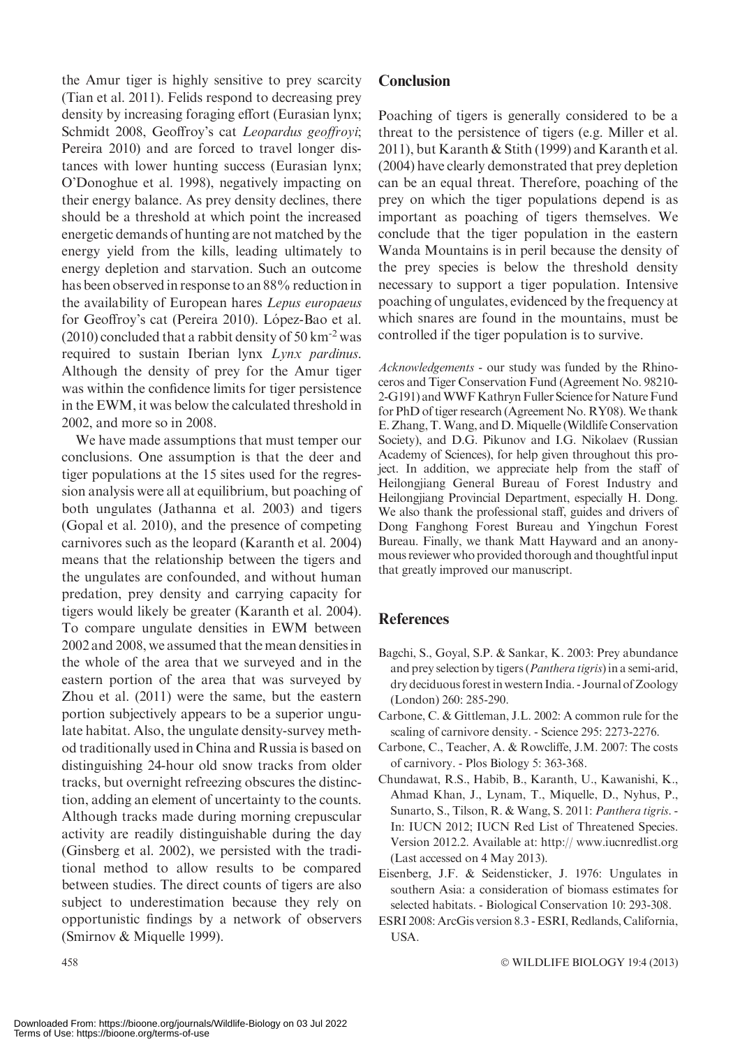the Amur tiger is highly sensitive to prey scarcity (Tian et al. 2011). Felids respond to decreasing prey density by increasing foraging effort (Eurasian lynx; Schmidt 2008, Geoffroy's cat *Leopardus geoffroyi*; Pereira 2010) and are forced to travel longer distances with lower hunting success (Eurasian lynx; O'Donoghue et al. 1998), negatively impacting on their energy balance. As prey density declines, there should be a threshold at which point the increased energetic demands of hunting are not matched by the energy yield from the kills, leading ultimately to energy depletion and starvation. Such an outcome has been observed in response to an 88% reduction in the availability of European hares *Lepus europaeus* for Geoffroy's cat (Pereira 2010). López-Bao et al. (2010) concluded that a rabbit density of 50 $km^{-2}$ was required to sustain Iberian lynx *Lynx pardinus*. Although the density of prey for the Amur tiger was within the confidence limits for tiger persistence in the EWM, it was below the calculated threshold in 2002, and more so in 2008.

We have made assumptions that must temper our conclusions. One assumption is that the deer and tiger populations at the 15 sites used for the regression analysis were all at equilibrium, but poaching of both ungulates (Jathanna et al. 2003) and tigers (Gopal et al. 2010), and the presence of competing carnivores such as the leopard (Karanth et al. 2004) means that the relationship between the tigers and the ungulates are confounded, and without human predation, prey density and carrying capacity for tigers would likely be greater (Karanth et al. 2004). To compare ungulate densities in EWM between 2002 and 2008, we assumed that the mean densities in the whole of the area that we surveyed and in the eastern portion of the area that was surveyed by Zhou et al. (2011) were the same, but the eastern portion subjectively appears to be a superior ungulate habitat. Also, the ungulate density-survey method traditionally used in China and Russia is based on distinguishing 24-hour old snow tracks from older tracks, but overnight refreezing obscures the distinction, adding an element of uncertainty to the counts. Although tracks made during morning crepuscular activity are readily distinguishable during the day (Ginsberg et al. 2002), we persisted with the traditional method to allow results to be compared between studies. The direct counts of tigers are also subject to underestimation because they rely on opportunistic findings by a network of observers (Smirnov & Miquelle 1999).

## Conclusion

Poaching of tigers is generally considered to be a threat to the persistence of tigers (e.g. Miller et al. 2011), but Karanth & Stith (1999) and Karanth et al. (2004) have clearly demonstrated that prey depletion can be an equal threat. Therefore, poaching of the prey on which the tiger populations depend is as important as poaching of tigers themselves. We conclude that the tiger population in the eastern Wanda Mountains is in peril because the density of the prey species is below the threshold density necessary to support a tiger population. Intensive poaching of ungulates, evidenced by the frequency at which snares are found in the mountains, must be controlled if the tiger population is to survive.

*Acknowledgements* - our study was funded by the Rhinoceros and Tiger Conservation Fund (Agreement No. 98210-2-G191) and WWF Kathryn Fuller Science for Nature Fund for PhD of tiger research (Agreement No. RY08). We thank E. Zhang, T. Wang, and D. Miquelle (Wildlife Conservation Society), and D.G. Pikunov and I.G. Nikolaev (Russian Academy of Sciences), for help given throughout this project. In addition, we appreciate help from the staff of Heilongjiang General Bureau of Forest Industry and Heilongjiang Provincial Department, especially H. Dong. We also thank the professional staff, guides and drivers of Dong Fanghong Forest Bureau and Yingchun Forest Bureau. Finally, we thank Matt Hayward and an anonymous reviewer who provided thorough and thoughtful input that greatly improved our manuscript.

## References

Bagchi, S., Goyal, S.P. & Sankar, K. 2003: Prey abundance and prey selection by tigers (*Panthera tigris*) in a semi-arid, dry deciduous forest in western India. - Journal of Zoology (London) 260: 285-290.

Carbone, C. & Gittleman, J.L. 2002: A common rule for the scaling of carnivore density. - Science 295: 2273-2276.

Carbone, C., Teacher, A. & Rowcliffe, J.M. 2007: The costs of carnivory. - Plos Biology 5: 363-368.

Chundawat, R.S., Habib, B., Karanth, U., Kawanishi, K., Ahmad Khan, J., Lynam, T., Miquelle, D., Nyhus, P., Sunarto, S., Tilson, R. & Wang, S. 2011: *Panthera tigris*. - In: IUCN 2012; IUCN Red List of Threatened Species. Version 2012.2. Available at: http:// www.iucnredlist.org (Last accessed on 4 May 2013).

Eisenberg, J.F. & Seidensticker, J. 1976: Ungulates in southern Asia: a consideration of biomass estimates for selected habitats. - Biological Conservation 10: 293-308.

ESRI 2008: ArcGis version 8.3 - ESRI, Redlands, California, USA.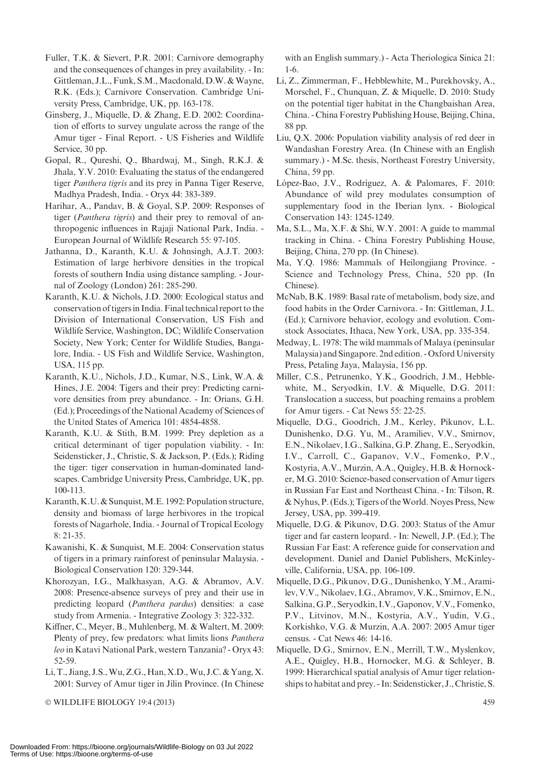Fuller, T.K. & Sievert, P.R. 2001: Carnivore demography and the consequences of changes in prey availability. - In: Gittleman, J.L., Funk, S.M., Macdonald, D.W. & Wayne, R.K. (Eds.); Carnivore Conservation. Cambridge University Press, Cambridge, UK, pp. 163-178.

Ginsberg, J., Miquelle, D. & Zhang, E.D. 2002: Coordination of efforts to survey ungulate across the range of the Amur tiger - Final Report. - US Fisheries and Wildlife Service, 30 pp.

Gopal, R., Qureshi, Q., Bhardwaj, M., Singh, R.K.J. & Jhala, Y.V. 2010: Evaluating the status of the endangered tiger *Panthera tigris* and its prey in Panna Tiger Reserve, Madhya Pradesh, India. - Oryx 44: 383-389.

Harihar, A., Pandav, B. & Goyal, S.P. 2009: Responses of tiger (*Panthera tigris*) and their prey to removal of anthropogenic influences in Rajaji National Park, India. - European Journal of Wildlife Research 55: 97-105.

Jathanna, D., Karanth, K.U. & Johnsingh, A.J.T. 2003: Estimation of large herbivore densities in the tropical forests of southern India using distance sampling. - Journal of Zoology (London) 261: 285-290.

Karanth, K.U. & Nichols, J.D. 2000: Ecological status and conservation of tigers in India. Final technical report to the Division of International Conservation, US Fish and Wildlife Service, Washington, DC; Wildlife Conservation Society, New York; Center for Wildlife Studies, Bangalore, India. - US Fish and Wildlife Service, Washington, USA, 115 pp.

Karanth, K.U., Nichols, J.D., Kumar, N.S., Link, W.A. & Hines, J.E. 2004: Tigers and their prey: Predicting carnivore densities from prey abundance. - In: Orians, G.H. (Ed.); Proceedings of the National Academy of Sciences of the United States of America 101: 4854-4858.

Karanth, K.U. & Stith, B.M. 1999: Prey depletion as a critical determinant of tiger population viability. - In: Seidensticker, J., Christie, S. & Jackson, P. (Eds.); Riding the tiger: tiger conservation in human-dominated landscapes. Cambridge University Press, Cambridge, UK, pp. 100-113.

Karanth, K.U. & Sunquist, M.E. 1992: Population structure, density and biomass of large herbivores in the tropical forests of Nagarhole, India. - Journal of Tropical Ecology 8: 21-35.

Kawanishi, K. & Sunquist, M.E. 2004: Conservation status of tigers in a primary rainforest of peninsular Malaysia. - Biological Conservation 120: 329-344.

Khorozyan, I.G., Malkhasyan, A.G. & Abramov, A.V. 2008: Presence-absence surveys of prey and their use in predicting leopard (*Panthera pardus*) densities: a case study from Armenia. - Integrative Zoology 3: 322-332.

Kiffner, C., Meyer, B., Muhlenberg, M. & Waltert, M. 2009: Plenty of prey, few predators: what limits lions *Panthera leo* in Katavi National Park, western Tanzania? - Oryx 43: 52-59.

Li, T., Jiang, J.S., Wu, Z.G., Han, X.D., Wu, J.C. & Yang, X. 2001: Survey of Amur tiger in Jilin Province. (In Chinese with an English summary.) - Acta Theriologica Sinica 21: 1-6.

Li, Z., Zimmerman, F., Hebblewhite, M., Purekhovsky, A., Morschel, F., Chunquan, Z. & Miquelle, D. 2010: Study on the potential tiger habitat in the Changbaishan Area, China. - China Forestry Publishing House, Beijing, China, 88 pp.

Liu, Q.X. 2006: Population viability analysis of red deer in Wandashan Forestry Area. (In Chinese with an English summary.) - M.Sc. thesis, Northeast Forestry University, China, 59 pp.

López-Bao, J.V., Rodríguez, A. & Palomares, F. 2010: Abundance of wild prey modulates consumption of supplementary food in the Iberian lynx. - Biological Conservation 143: 1245-1249.

Ma, S.L., Ma, X.F. & Shi, W.Y. 2001: A guide to mammal tracking in China. - China Forestry Publishing House, Beijing, China, 270 pp. (In Chinese).

Ma, Y.Q. 1986: Mammals of Heilongjiang Province. - Science and Technology Press, China, 520 pp. (In Chinese).

McNab, B.K. 1989: Basal rate of metabolism, body size, and food habits in the Order Carnivora. - In: Gittleman, J.L. (Ed.); Carnivore behavior, ecology and evolution. Comstock Associates, Ithaca, New York, USA, pp. 335-354.

Medway, L. 1978: The wild mammals of Malaya (peninsular Malaysia) and Singapore. 2nd edition. - Oxford University Press, Petaling Jaya, Malaysia, 156 pp.

Miller, C.S., Petrunenko, Y.K., Goodrich, J.M., Hebblewhite, M., Seryodkin, I.V. & Miquelle, D.G. 2011: Translocation a success, but poaching remains a problem for Amur tigers. - Cat News 55: 22-25.

Miquelle, D.G., Goodrich, J.M., Kerley, Pikunov, L.L. Dunishenko, D.G. Yu, M., Aramiliev, V.V., Smirnov, E.N., Nikolaev, I.G., Salkina, G.P. Zhang, E., Seryodkin, I.V., Carroll, C., Gapanov, V.V., Fomenko, P.V., Kostyria, A.V., Murzin, A.A., Quigley, H.B. & Hornocker, M.G. 2010: Science-based conservation of Amur tigers in Russian Far East and Northeast China. - In: Tilson, R. & Nyhus, P. (Eds.); Tigers of the World. Noyes Press, New Jersey, USA, pp. 399-419.

Miquelle, D.G. & Pikunov, D.G. 2003: Status of the Amur tiger and far eastern leopard. - In: Newell, J.P. (Ed.); The Russian Far East: A reference guide for conservation and development. Daniel and Daniel Publishers, McKinleyville, California, USA, pp. 106-109.

Miquelle, D.G., Pikunov, D.G., Dunishenko, Y.M., Aramilev, V.V., Nikolaev, I.G., Abramov, V.K., Smirnov, E.N., Salkina, G.P., Seryodkin, I.V., Gaponov, V.V., Fomenko, P.V., Litvinov, M.N., Kostyria, A.V., Yudin, V.G., Korkishko, V.G. & Murzin, A.A. 2007: 2005 Amur tiger census. - Cat News 46: 14-16.

Miquelle, D.G., Smirnov, E.N., Merrill, T.W., Myslenkov, A.E., Quigley, H.B., Hornocker, M.G. & Schleyer, B. 1999: Hierarchical spatial analysis of Amur tiger relationships to habitat and prey. - In: Seidensticker, J., Christie, S.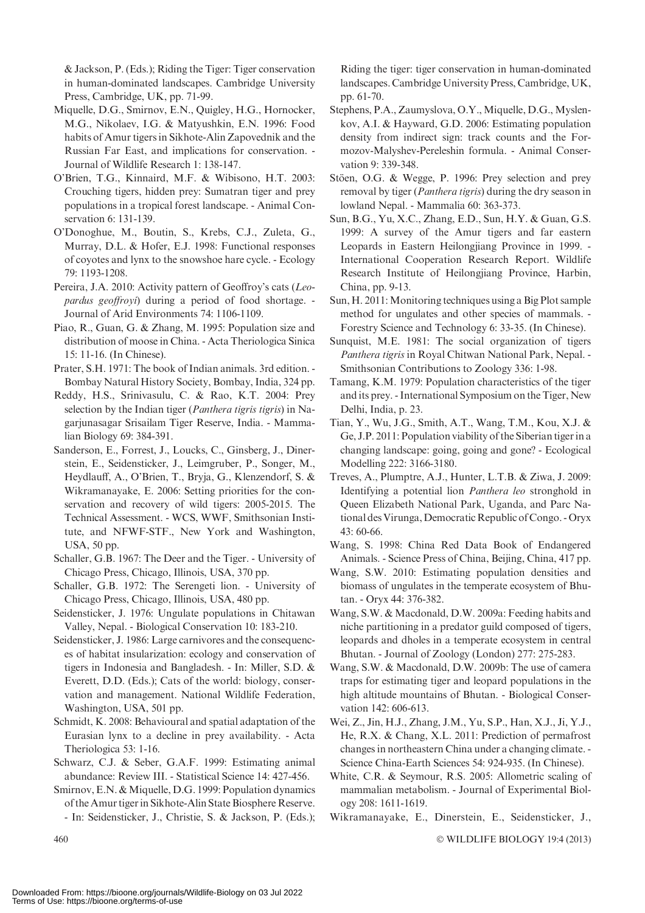& Jackson, P. (Eds.); Riding the Tiger: Tiger conservation in human-dominated landscapes. Cambridge University Press, Cambridge, UK, pp. 71-99.

Miquelle, D.G., Smirnov, E.N., Quigley, H.G., Hornocker, M.G., Nikolaev, I.G. & Matyushkin, E.N. 1996: Food habits of Amur tigers in Sikhote-Alin Zapovednik and the Russian Far East, and implications for conservation. - Journal of Wildlife Research 1: 138-147.

O'Brien, T.G., Kinnaird, M.F. & Wibisono, H.T. 2003: Crouching tigers, hidden prey: Sumatran tiger and prey populations in a tropical forest landscape. - Animal Conservation 6: 131-139.

O'Donoghue, M., Boutin, S., Krebs, C.J., Zuleta, G., Murray, D.L. & Hofer, E.J. 1998: Functional responses of coyotes and lynx to the snowshoe hare cycle. - Ecology 79: 1193-1208.

Pereira, J.A. 2010: Activity pattern of Geoffroy's cats (*Leopardus geoffroyi*) during a period of food shortage. - Journal of Arid Environments 74: 1106-1109.

Piao, R., Guan, G. & Zhang, M. 1995: Population size and distribution of moose in China. - Acta Theriologica Sinica 15: 11-16. (In Chinese).

Prater, S.H. 1971: The book of Indian animals. 3rd edition. - Bombay Natural History Society, Bombay, India, 324 pp.

Reddy, H.S., Srinivasulu, C. & Rao, K.T. 2004: Prey selection by the Indian tiger (*Panthera tigris tigris*) in Nagarjunasagar Srisailam Tiger Reserve, India. - Mammalian Biology 69: 384-391.

Sanderson, E., Forrest, J., Loucks, C., Ginsberg, J., Dinerstein, E., Seidensticker, J., Leimgruber, P., Songer, M., Heydlauff, A., O'Brien, T., Bryja, G., Klenzendorf, S. & Wikramanayake, E. 2006: Setting priorities for the conservation and recovery of wild tigers: 2005-2015. The Technical Assessment. - WCS, WWF, Smithsonian Institute, and NFWF-STF., New York and Washington, USA, 50 pp.

Schaller, G.B. 1967: The Deer and the Tiger. - University of Chicago Press, Chicago, Illinois, USA, 370 pp.

Schaller, G.B. 1972: The Serengeti lion. - University of Chicago Press, Chicago, Illinois, USA, 480 pp.

Seidensticker, J. 1976: Ungulate populations in Chitawan Valley, Nepal. - Biological Conservation 10: 183-210.

Seidensticker, J. 1986: Large carnivores and the consequences of habitat insularization: ecology and conservation of tigers in Indonesia and Bangladesh. - In: Miller, S.D. & Everett, D.D. (Eds.); Cats of the world: biology, conservation and management. National Wildlife Federation, Washington, USA, 501 pp.

Schmidt, K. 2008: Behavioural and spatial adaptation of the Eurasian lynx to a decline in prey availability. - Acta Theriologica 53: 1-16.

Schwarz, C.J. & Seber, G.A.F. 1999: Estimating animal abundance: Review III. - Statistical Science 14: 427-456.

Smirnov, E.N. & Miquelle, D.G. 1999: Population dynamics of the Amur tiger in Sikhote-Alin State Biosphere Reserve. - In: Seidensticker, J., Christie, S. & Jackson, P. (Eds.); Riding the tiger: tiger conservation in human-dominated landscapes. Cambridge University Press, Cambridge, UK, pp. 61-70.

Stephens, P.A., Zaumyslova, O.Y., Miquelle, D.G., Myslenkov, A.I. & Hayward, G.D. 2006: Estimating population density from indirect sign: track counts and the Formozov-Malyshev-Pereleshin formula. - Animal Conservation 9: 339-348.

Stöen, O.G. & Wegge, P. 1996: Prey selection and prey removal by tiger (*Panthera tigris*) during the dry season in lowland Nepal. - Mammalia 60: 363-373.

Sun, B.G., Yu, X.C., Zhang, E.D., Sun, H.Y. & Guan, G.S. 1999: A survey of the Amur tigers and far eastern Leopards in Eastern Heilongjiang Province in 1999. - International Cooperation Research Report. Wildlife Research Institute of Heilongjiang Province, Harbin, China, pp. 9-13.

Sun, H. 2011: Monitoring techniques using a Big Plot sample method for ungulates and other species of mammals. - Forestry Science and Technology 6: 33-35. (In Chinese).

Sunquist, M.E. 1981: The social organization of tigers *Panthera tigris* in Royal Chitwan National Park, Nepal. - Smithsonian Contributions to Zoology 336: 1-98.

Tamang, K.M. 1979: Population characteristics of the tiger and its prey. - International Symposium on the Tiger, New Delhi, India, p. 23.

Tian, Y., Wu, J.G., Smith, A.T., Wang, T.M., Kou, X.J. & Ge, J.P. 2011: Population viability of the Siberian tiger in a changing landscape: going, going and gone? - Ecological Modelling 222: 3166-3180.

Treves, A., Plumptre, A.J., Hunter, L.T.B. & Ziwa, J. 2009: Identifying a potential lion *Panthera leo* stronghold in Queen Elizabeth National Park, Uganda, and Parc National des Virunga, Democratic Republic of Congo. - Oryx 43: 60-66.

Wang, S. 1998: China Red Data Book of Endangered Animals. - Science Press of China, Beijing, China, 417 pp.

Wang, S.W. 2010: Estimating population densities and biomass of ungulates in the temperate ecosystem of Bhutan. - Oryx 44: 376-382.

Wang, S.W. & Macdonald, D.W. 2009a: Feeding habits and niche partitioning in a predator guild composed of tigers, leopards and dholes in a temperate ecosystem in central Bhutan. - Journal of Zoology (London) 277: 275-283.

Wang, S.W. & Macdonald, D.W. 2009b: The use of camera traps for estimating tiger and leopard populations in the high altitude mountains of Bhutan. - Biological Conservation 142: 606-613.

Wei, Z., Jin, H.J., Zhang, J.M., Yu, S.P., Han, X.J., Ji, Y.J., He, R.X. & Chang, X.L. 2011: Prediction of permafrost changes in northeastern China under a changing climate. - Science China-Earth Sciences 54: 924-935. (In Chinese).

White, C.R. & Seymour, R.S. 2005: Allometric scaling of mammalian metabolism. - Journal of Experimental Biology 208: 1611-1619.

Wikramanayake, E., Dinerstein, E., Seidensticker, J.,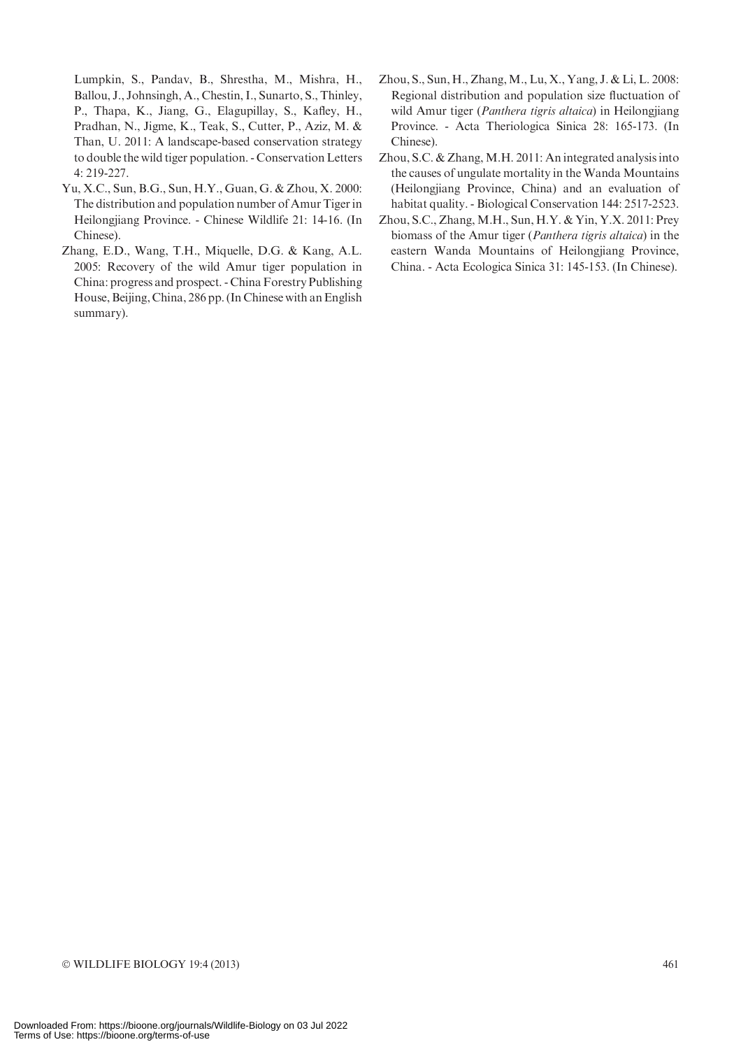Lumpkin, S., Pandav, B., Shrestha, M., Mishra, H., Ballou, J., Johnsingh, A., Chestin, I., Sunarto, S., Thinley, P., Thapa, K., Jiang, G., Elagupillay, S., Kafley, H., Pradhan, N., Jigme, K., Teak, S., Cutter, P., Aziz, M. & Than, U. 2011: A landscape-based conservation strategy to double the wild tiger population. - Conservation Letters 4: 219-227.

Yu, X.C., Sun, B.G., Sun, H.Y., Guan, G. & Zhou, X. 2000: The distribution and population number of Amur Tiger in Heilongjiang Province. - Chinese Wildlife 21: 14-16. (In Chinese).

Zhang, E.D., Wang, T.H., Miquelle, D.G. & Kang, A.L. 2005: Recovery of the wild Amur tiger population in China: progress and prospect. - China Forestry Publishing House, Beijing, China, 286 pp. (In Chinese with an English summary).

Zhou, S., Sun, H., Zhang, M., Lu, X., Yang, J. & Li, L. 2008: Regional distribution and population size fluctuation of wild Amur tiger (*Panthera tigris altaica*) in Heilongjiang Province. - Acta Theriologica Sinica 28: 165-173. (In Chinese).

Zhou, S.C. & Zhang, M.H. 2011: An integrated analysis into the causes of ungulate mortality in the Wanda Mountains (Heilongjiang Province, China) and an evaluation of habitat quality. - Biological Conservation 144: 2517-2523.

Zhou, S.C., Zhang, M.H., Sun, H.Y. & Yin, Y.X. 2011: Prey biomass of the Amur tiger (*Panthera tigris altaica*) in the eastern Wanda Mountains of Heilongjiang Province, China. - Acta Ecologica Sinica 31: 145-153. (In Chinese).